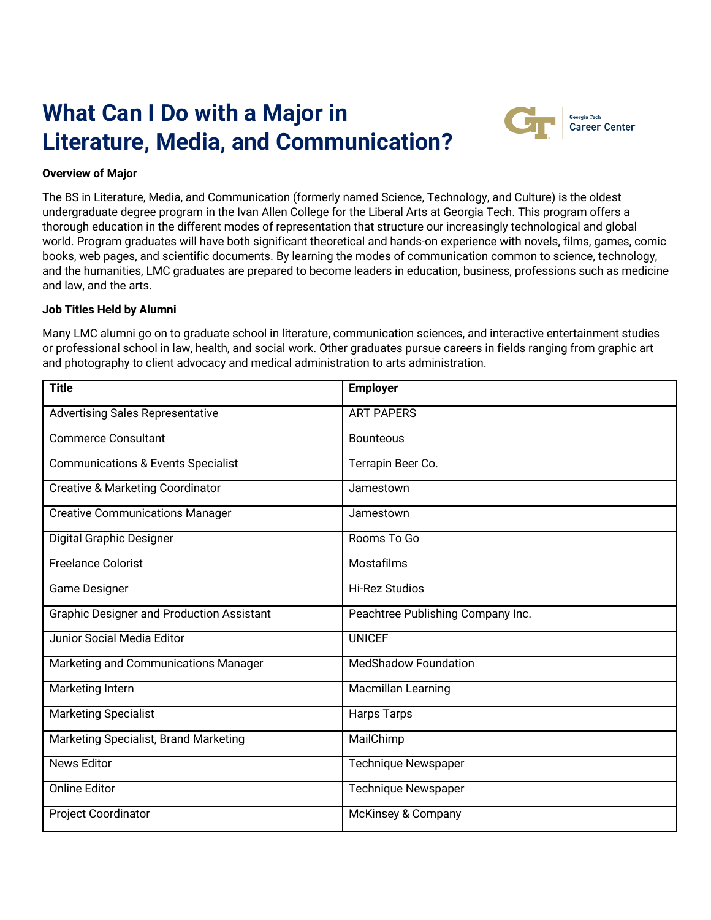# What Can I Do with a Major in Literature, Media, and Communication?

**Overview of Major**

The BS in Literature, Media, and Communication (formerly named Science, Technology, and Culture) is the oldest undergraduate degree program in the Ivan Allen College for the Liberal Arts at Georgia Tech. This program offers a thorough education in the different modes of representation that structure our increasingly technological and global world. Program graduates will have both significant theoretical and hands-on experience with novels, films, games, comic books, web pages, and scientific documents. By learning the modes of communication common to science, technology, and the humanities, LMC graduates are prepared to become leaders in education, business, professions such as medicine and law, and the arts.

**Job Titles Held by Alumni**

Many LMC alumni go on to graduate school in literature, communication sciences, and interactive entertainment studies or professional school in law, health, and social work. Other graduates pursue careers in fields ranging from graphic art and photography to client advocacy and medical administration to arts administration.

| Title | Employer |
|---|---|
| Advertising Sales Representative | ART PAPERS |
| Commerce Consultant | Bounteous |
| Communications & Events Specialist | Terrapin Beer Co. |
| Creative & Marketing Coordinator | Jamestown |
| Creative Communications Manager | Jamestown |
| Digital Graphic Designer | Rooms To Go |
| Freelance Colorist | Mostafilms |
| Game Designer | Hi-Rez Studios |
| Graphic Designer and Production Assistant | Peachtree Publishing Company Inc. |
| Junior Social Media Editor | UNICEF |
| Marketing and Communications Manager | MedShadow Foundation |
| Marketing Intern | Macmillan Learning |
| Marketing Specialist | Harps Tarps |
| Marketing Specialist, Brand Marketing | MailChimp |
| News Editor | Technique Newspaper |
| Online Editor | Technique Newspaper |
| Project Coordinator | McKinsey & Company |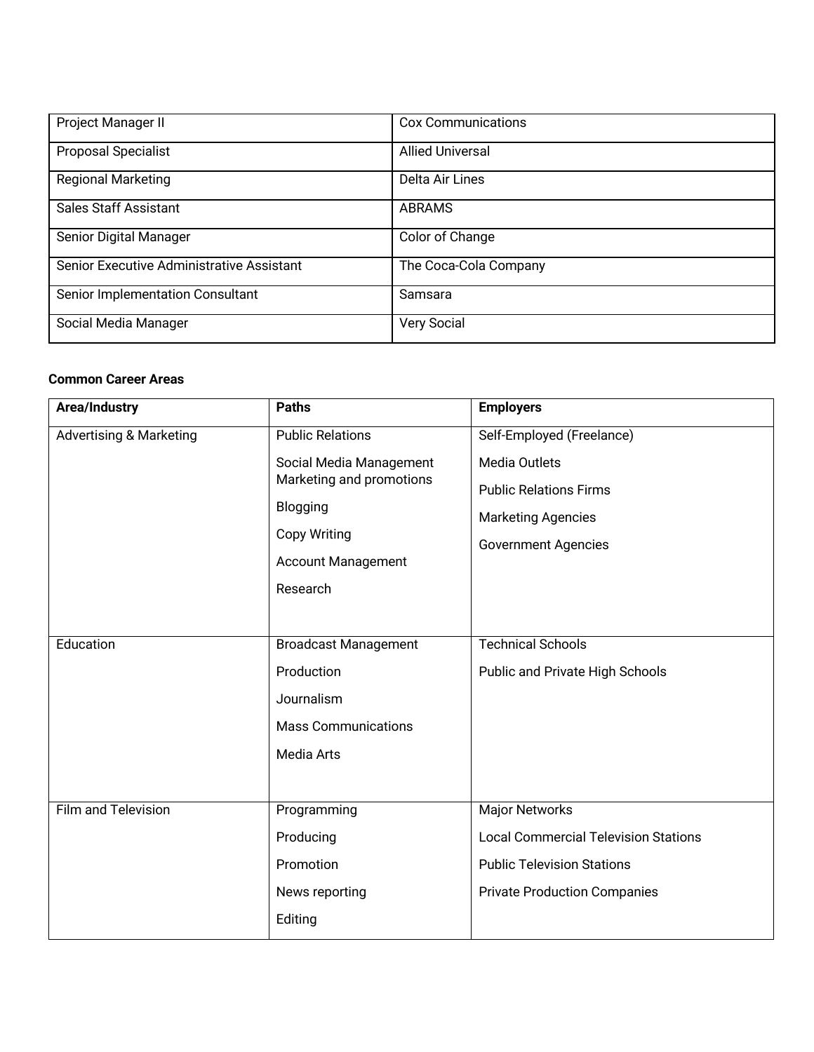| Project Manager II | Cox Communications |
|---|---|
| Proposal Specialist | Allied Universal |
| Regional Marketing | Delta Air Lines |
| Sales Staff Assistant | ABRAMS |
| Senior Digital Manager | Color of Change |
| Senior Executive Administrative Assistant | The Coca-Cola Company |
| Senior Implementation Consultant | Samsara |
| Social Media Manager | Very Social |

**Common Career Areas**

| Area/Industry | Paths | Employers |
|---|---|---|
| Advertising & Marketing | Public Relations<br>Social Media Management<br>Marketing and promotions<br>Blogging<br>Copy Writing<br>Account Management<br>Research | Self-Employed (Freelance)<br>Media Outlets<br>Public Relations Firms<br>Marketing Agencies<br>Government Agencies |
| Education | Broadcast Management<br>Production<br>Journalism<br>Mass Communications<br>Media Arts | Technical Schools<br>Public and Private High Schools |
| Film and Television | Programming<br>Producing<br>Promotion<br>News reporting<br>Editing | Major Networks<br>Local Commercial Television Stations<br>Public Television Stations<br>Private Production Companies |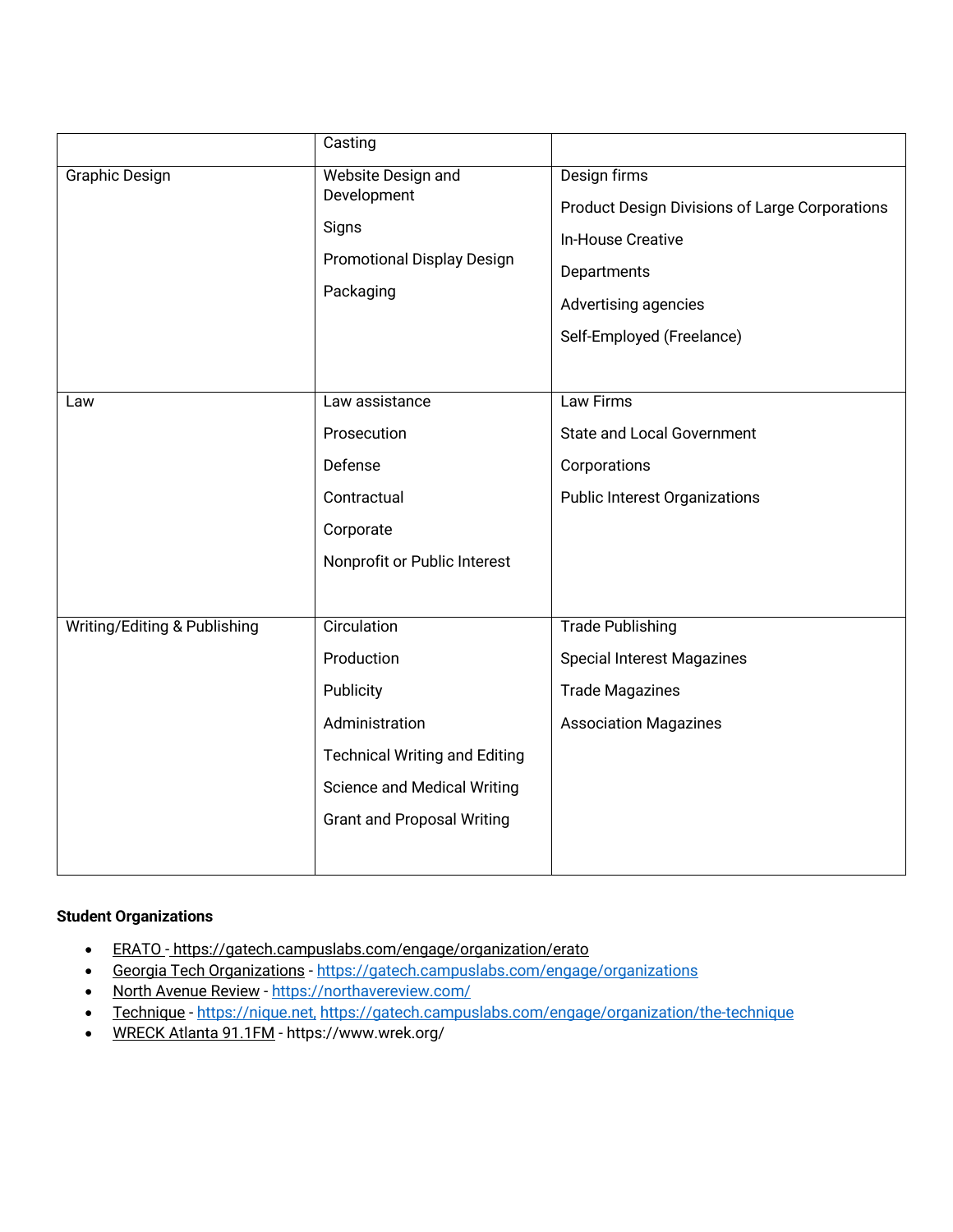| | | |
|---|---|---|
| | Casting | |
| Graphic Design | Website Design and Development<br><br>Signs<br><br>Promotional Display Design<br><br>Packaging | Design firms<br><br>Product Design Divisions of Large Corporations<br><br>In-House Creative<br><br>Departments<br><br>Advertising agencies<br><br>Self-Employed (Freelance) |
| Law | Law assistance<br><br>Prosecution<br><br>Defense<br><br>Contractual<br><br>Corporate<br><br>Nonprofit or Public Interest | Law Firms<br><br>State and Local Government<br><br>Corporations<br><br>Public Interest Organizations |
| Writing/Editing & Publishing | Circulation<br><br>Production<br><br>Publicity<br><br>Administration<br><br>Technical Writing and Editing<br><br>Science and Medical Writing<br><br>Grant and Proposal Writing | Trade Publishing<br><br>Special Interest Magazines<br><br>Trade Magazines<br><br>Association Magazines |

**Student Organizations**

- ERATO - https://gatech.campuslabs.com/engage/organization/erato
- Georgia Tech Organizations - https://gatech.campuslabs.com/engage/organizations
- North Avenue Review - https://northavereview.com/
- Technique - https://nique.net, https://gatech.campuslabs.com/engage/organization/the-technique
- WRECK Atlanta 91.1FM - https://www.wrek.org/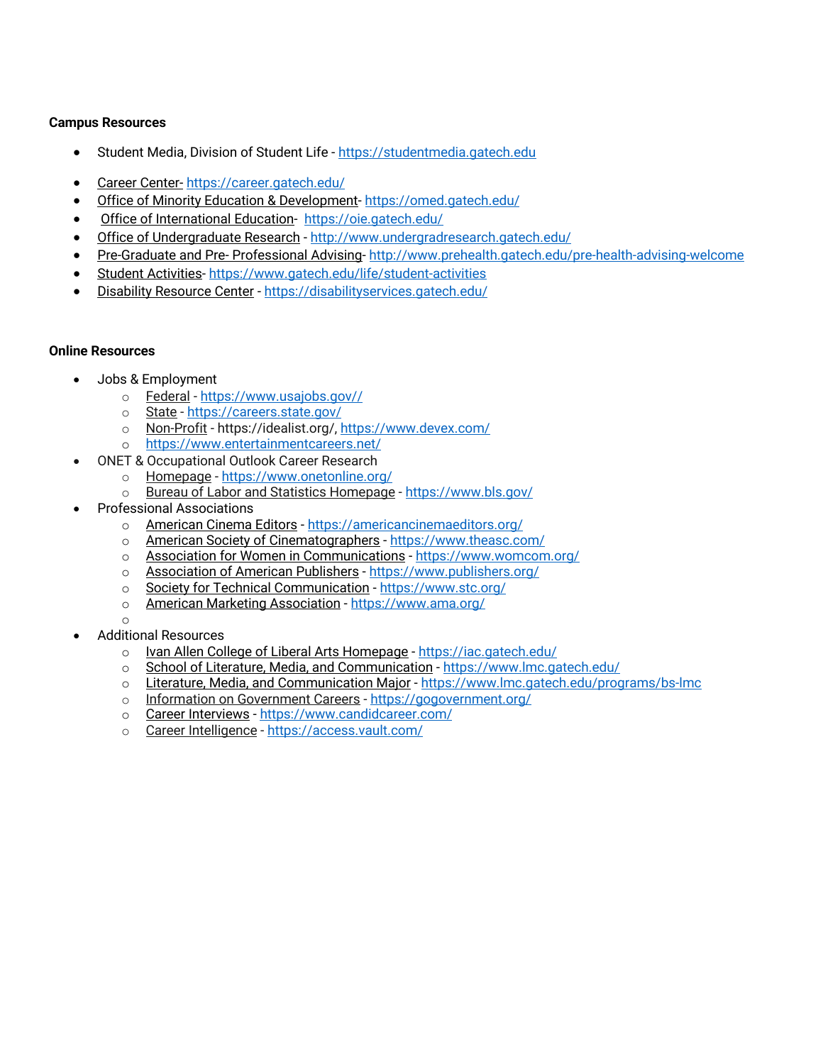**Campus Resources**

- Student Media, Division of Student Life - https://studentmedia.gatech.edu
- Career Center- https://career.gatech.edu/
- Office of Minority Education & Development- https://omed.gatech.edu/
- Office of International Education- https://oie.gatech.edu/
- Office of Undergraduate Research - http://www.undergradresearch.gatech.edu/
- Pre-Graduate and Pre- Professional Advising- http://www.prehealth.gatech.edu/pre-health-advising-welcome
- Student Activities- https://www.gatech.edu/life/student-activities
- Disability Resource Center - https://disabilityservices.gatech.edu/

**Online Resources**

- Jobs & Employment
  - Federal - https://www.usajobs.gov//
  - State - https://careers.state.gov/
  - Non-Profit - https://idealist.org/, https://www.devex.com/
  - https://www.entertainmentcareers.net/
- ONET & Occupational Outlook Career Research
  - Homepage - https://www.onetonline.org/
  - Bureau of Labor and Statistics Homepage - https://www.bls.gov/
- Professional Associations
  - American Cinema Editors - https://americancinemaeditors.org/
  - American Society of Cinematographers - https://www.theasc.com/
  - Association for Women in Communications - https://www.womcom.org/
  - Association of American Publishers - https://www.publishers.org/
  - Society for Technical Communication - https://www.stc.org/
  - American Marketing Association - https://www.ama.org/
- Additional Resources
  - Ivan Allen College of Liberal Arts Homepage - https://iac.gatech.edu/
  - School of Literature, Media, and Communication - https://www.lmc.gatech.edu/
  - Literature, Media, and Communication Major - https://www.lmc.gatech.edu/programs/bs-lmc
  - Information on Government Careers - https://gogovernment.org/
  - Career Interviews - https://www.candidcareer.com/
  - Career Intelligence - https://access.vault.com/